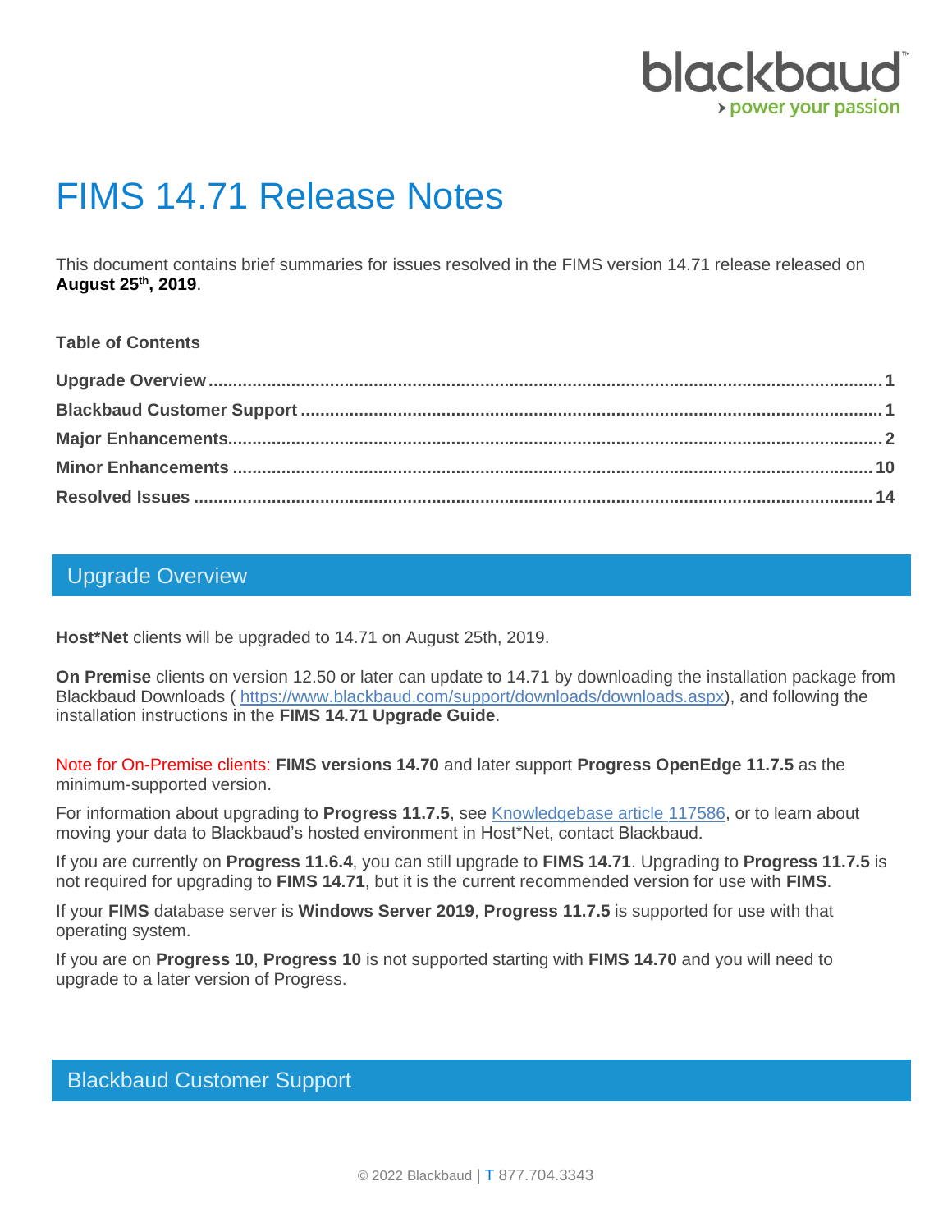# FIMS 14.71 Release Notes

This document contains brief summaries for issues resolved in the FIMS version 14.71 release released on **August 25th, 2019**.

**Table of Contents**

**Upgrade Overview** ........................................ 1
**Blackbaud Customer Support** ........................................ 1
**Major Enhancements** ........................................ 2
**Minor Enhancements** ........................................ 10
**Resolved Issues** ........................................ 14

## Upgrade Overview

**Host*Net** clients will be upgraded to 14.71 on August 25th, 2019.

**On Premise** clients on version 12.50 or later can update to 14.71 by downloading the installation package from Blackbaud Downloads ( https://www.blackbaud.com/support/downloads/downloads.aspx), and following the installation instructions in the **FIMS 14.71 Upgrade Guide**.

Note for On-Premise clients: **FIMS versions 14.70** and later support **Progress OpenEdge 11.7.5** as the minimum-supported version.

For information about upgrading to **Progress 11.7.5**, see Knowledgebase article 117586, or to learn about moving your data to Blackbaud's hosted environment in Host*Net, contact Blackbaud.

If you are currently on **Progress 11.6.4**, you can still upgrade to **FIMS 14.71**. Upgrading to **Progress 11.7.5** is not required for upgrading to **FIMS 14.71**, but it is the current recommended version for use with **FIMS**.

If your **FIMS** database server is **Windows Server 2019**, **Progress 11.7.5** is supported for use with that operating system.

If you are on **Progress 10**, **Progress 10** is not supported starting with **FIMS 14.70** and you will need to upgrade to a later version of Progress.

## Blackbaud Customer Support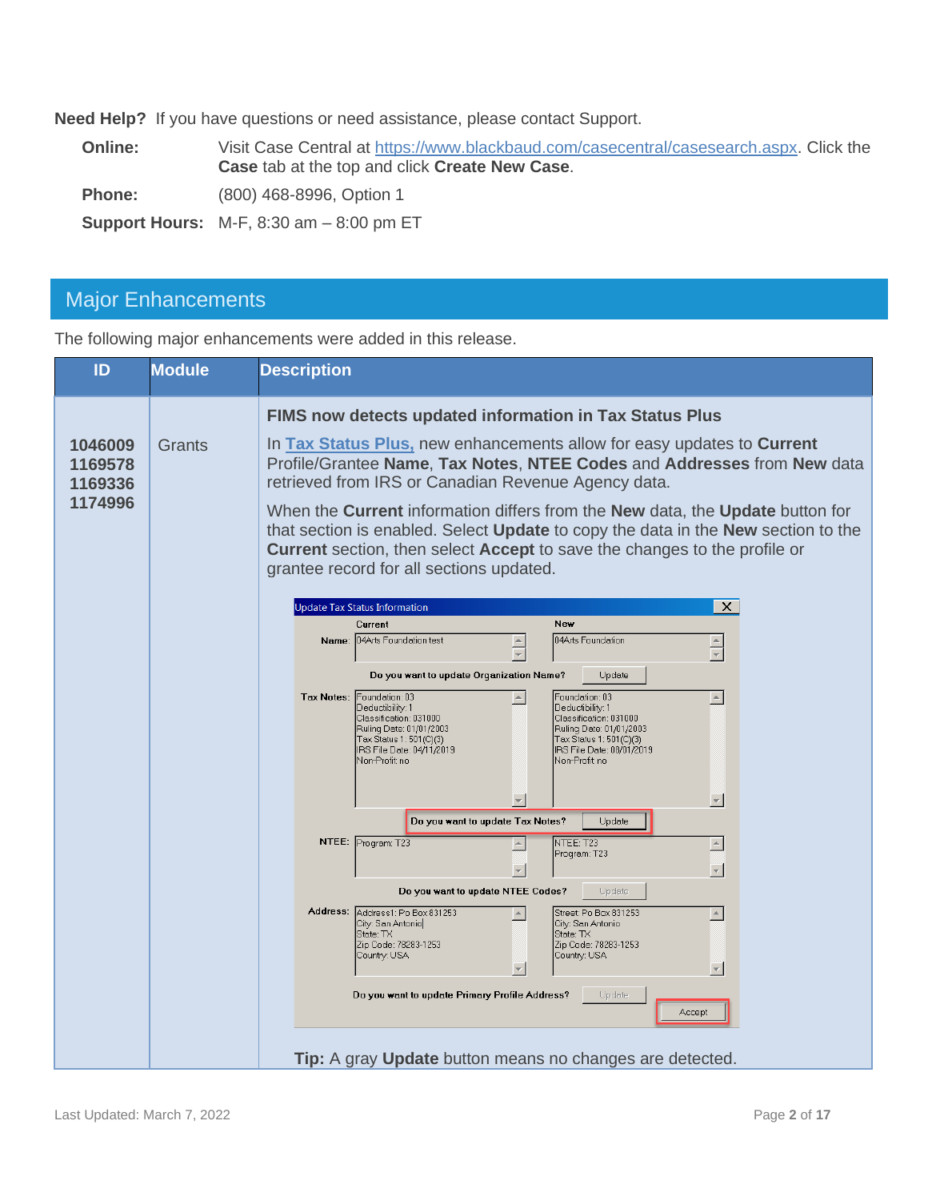**Need Help?** If you have questions or need assistance, please contact Support.

**Online:** Visit Case Central at https://www.blackbaud.com/casecentral/casesearch.aspx. Click the **Case** tab at the top and click **Create New Case**.

**Phone:** (800) 468-8996, Option 1

**Support Hours:** M-F, 8:30 am – 8:00 pm ET

## Major Enhancements

The following major enhancements were added in this release.

| ID | Module | Description |
| --- | --- | --- |
| **1046009 1169578 1169336 1174996** | Grants | **FIMS now detects updated information in Tax Status Plus**<br><br>In **Tax Status Plus,** new enhancements allow for easy updates to **Current** Profile/Grantee **Name**, **Tax Notes**, **NTEE Codes** and **Addresses** from **New** data retrieved from IRS or Canadian Revenue Agency data.<br><br>When the **Current** information differs from the **New** data, the **Update** button for that section is enabled. Select **Update** to copy the data in the **New** section to the **Current** section, then select **Accept** to save the changes to the profile or grantee record for all sections updated.<br><br>**Tip:** A gray **Update** button means no changes are detected. |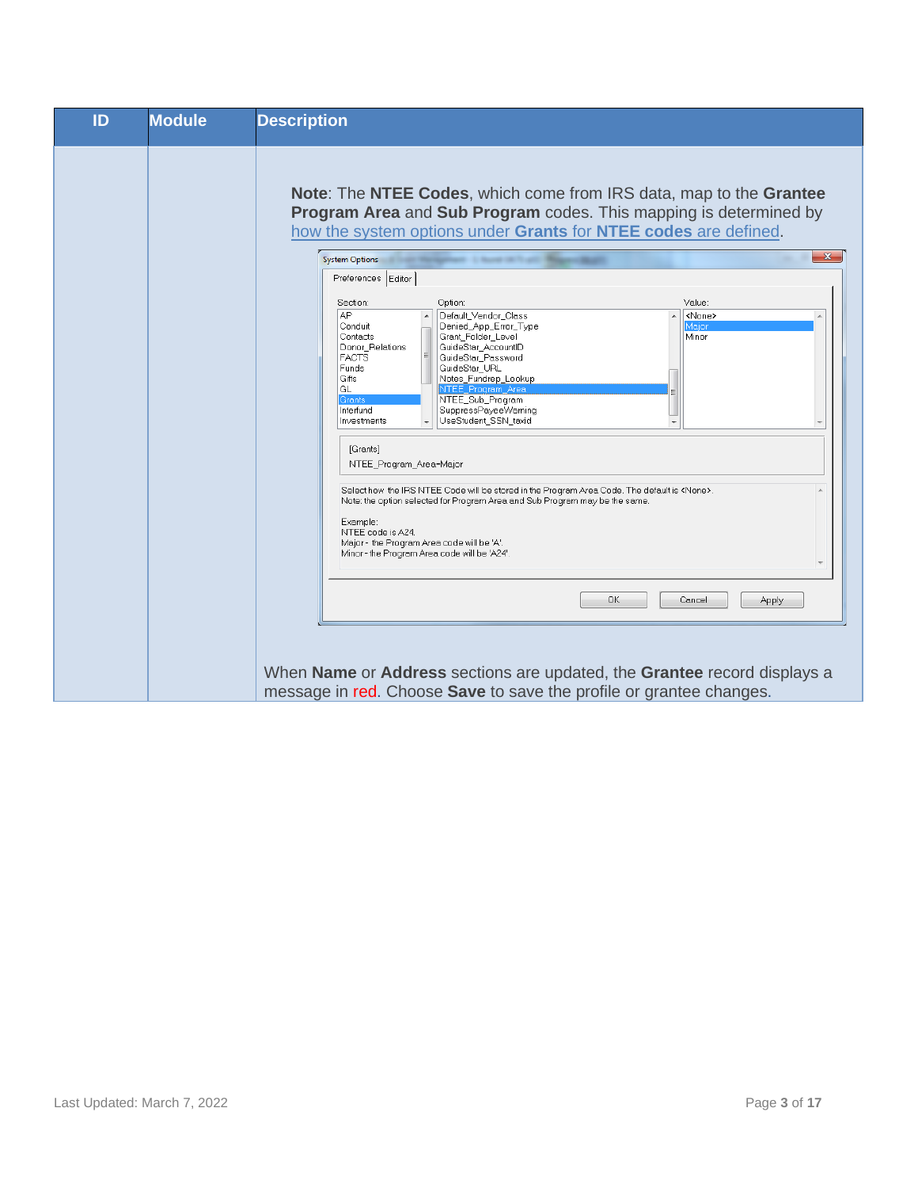| ID | Module | Description |
| --- | --- | --- |
| | | **Note**: The **NTEE Codes**, which come from IRS data, map to the **Grantee Program Area** and **Sub Program** codes. This mapping is determined by how the system options under **Grants** for **NTEE codes** are defined. When **Name** or **Address** sections are updated, the **Grantee** record displays a message in red. Choose **Save** to save the profile or grantee changes. |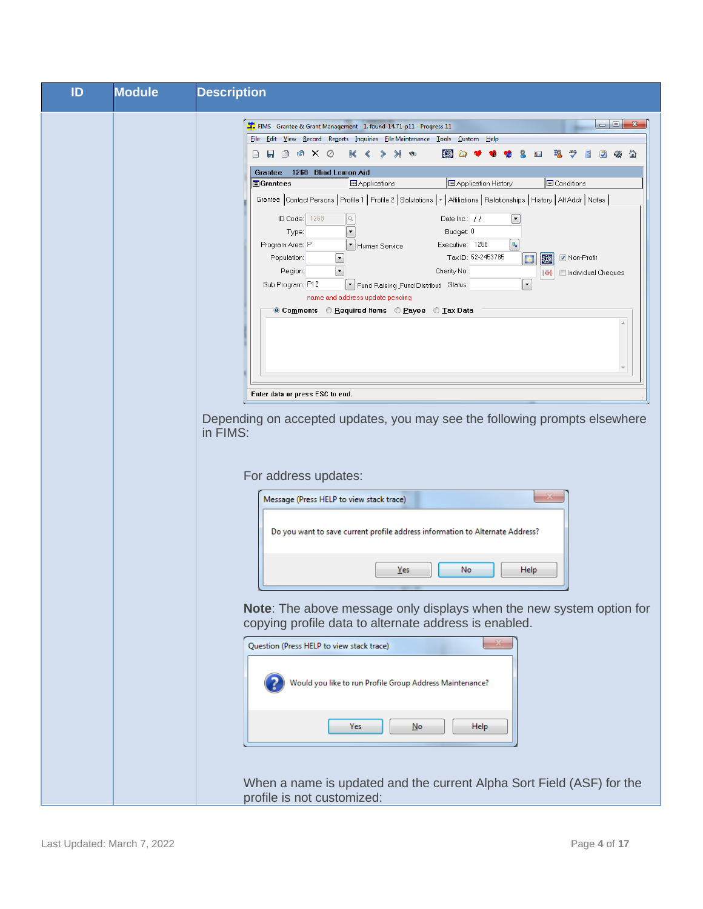| ID | Module | Description |
| --- | --- | --- |
| | | Depending on accepted updates, you may see the following prompts elsewhere in FIMS:<br><br>For address updates:<br><br>**Note**: The above message only displays when the new system option for copying profile data to alternate address is enabled.<br><br>When a name is updated and the current Alpha Sort Field (ASF) for the profile is not customized: |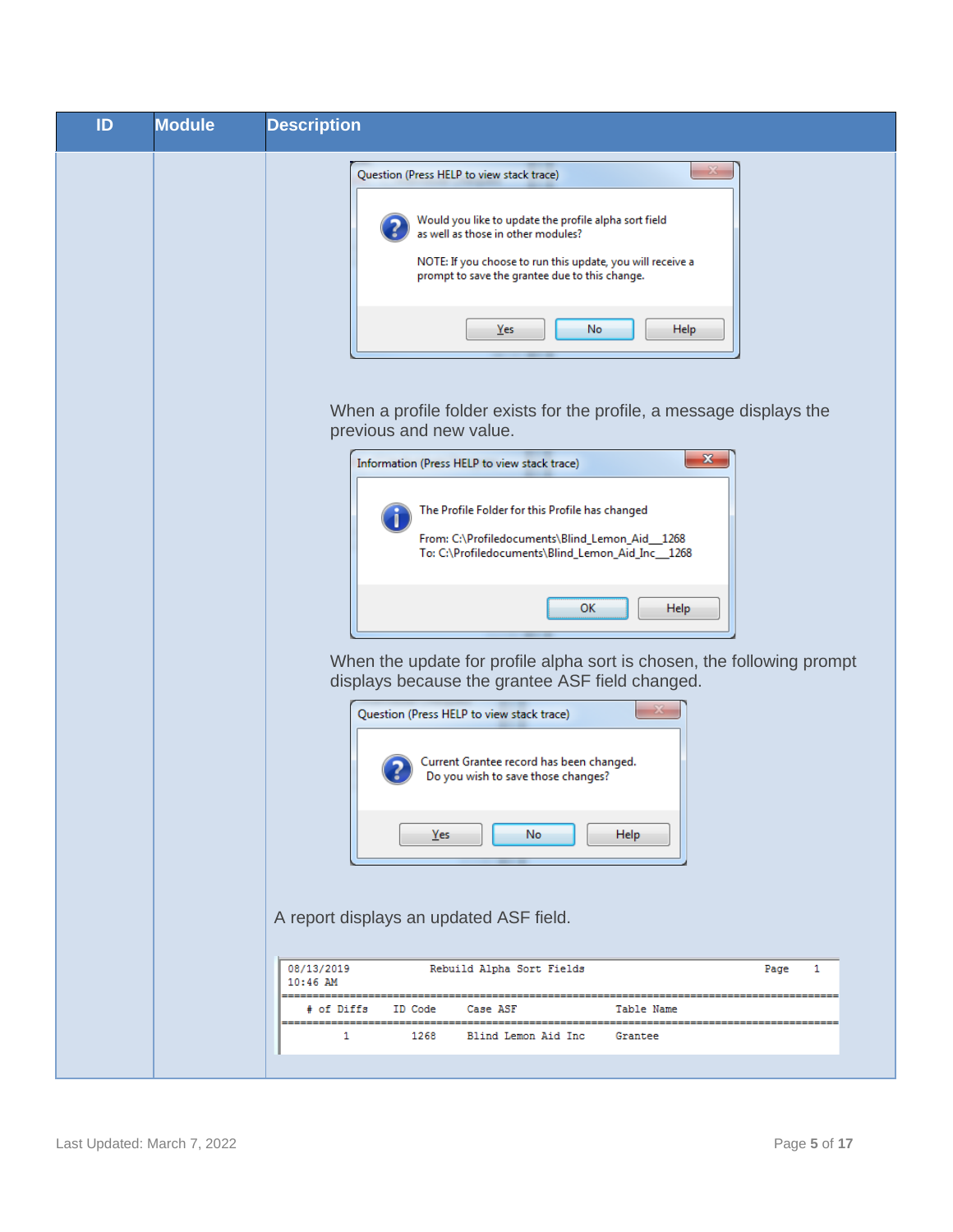| ID | Module | Description |
|---|---|---|
| | | Question (Press HELP to view stack trace)<br><br>Would you like to update the profile alpha sort field as well as those in other modules?<br><br>NOTE: If you choose to run this update, you will receive a prompt to save the grantee due to this change.<br><br>Yes No Help<br><br>When a profile folder exists for the profile, a message displays the previous and new value.<br><br>Information (Press HELP to view stack trace)<br><br>The Profile Folder for this Profile has changed<br><br>From: C:\Profiledocuments\Blind_Lemon_Aid__1268<br>To: C:\Profiledocuments\Blind_Lemon_Aid_Inc__1268<br><br>OK Help<br><br>When the update for profile alpha sort is chosen, the following prompt displays because the grantee ASF field changed.<br><br>Question (Press HELP to view stack trace)<br><br>Current Grantee record has been changed.<br>Do you wish to save those changes?<br><br>Yes No Help<br><br>A report displays an updated ASF field.<br><br>08/13/2019 Rebuild Alpha Sort Fields Page 1<br>10:46 AM<br><br># of Diffs ID Code Case ASF Table Name<br><br>1 1268 Blind Lemon Aid Inc Grantee |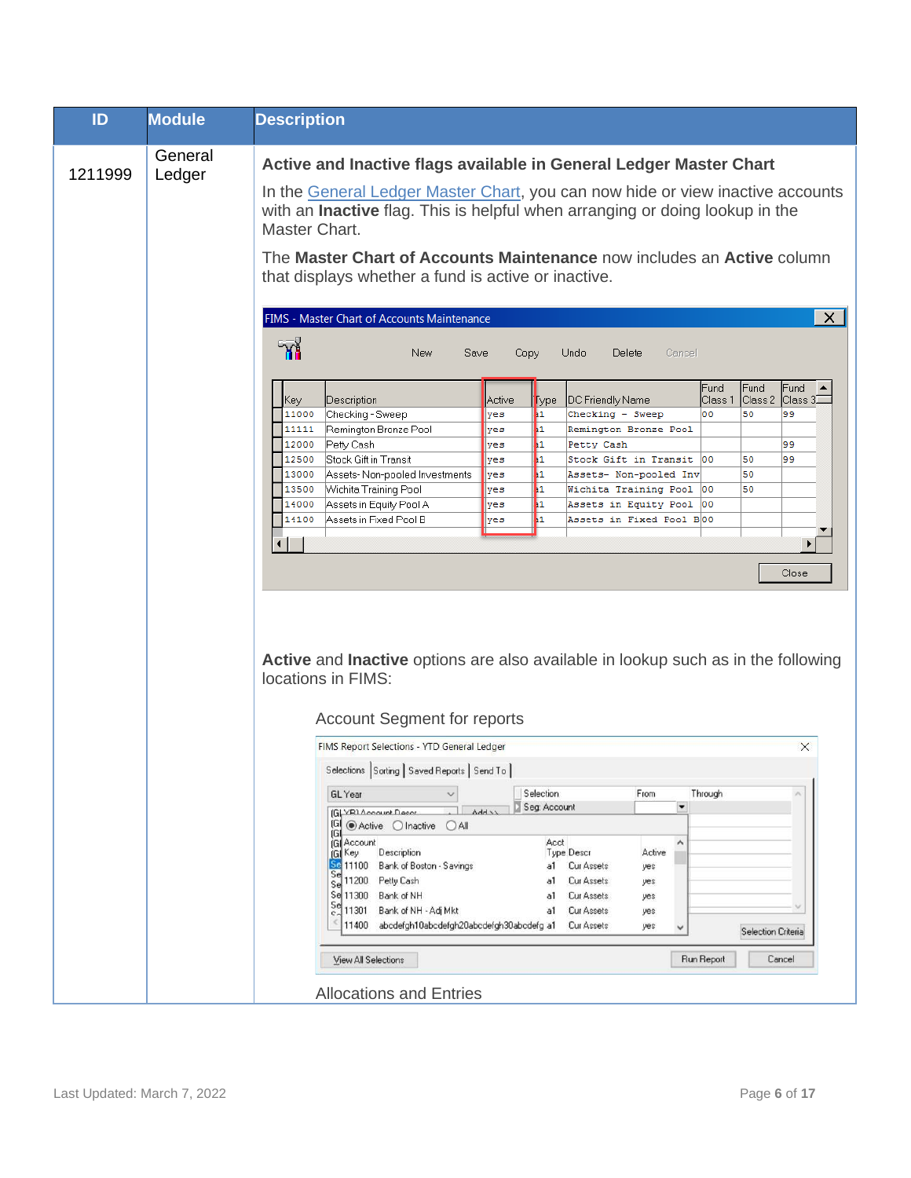| ID | Module | Description |
|---|---|---|
| 1211999 | General Ledger | **Active and Inactive flags available in General Ledger Master Chart**<br><br>In the General Ledger Master Chart, you can now hide or view inactive accounts with an **Inactive** flag. This is helpful when arranging or doing lookup in the Master Chart.<br><br>The **Master Chart of Accounts Maintenance** now includes an **Active** column that displays whether a fund is active or inactive.<br><br>**Active** and **Inactive** options are also available in lookup such as in the following locations in FIMS:<br><br>Account Segment for reports<br><br>Allocations and Entries |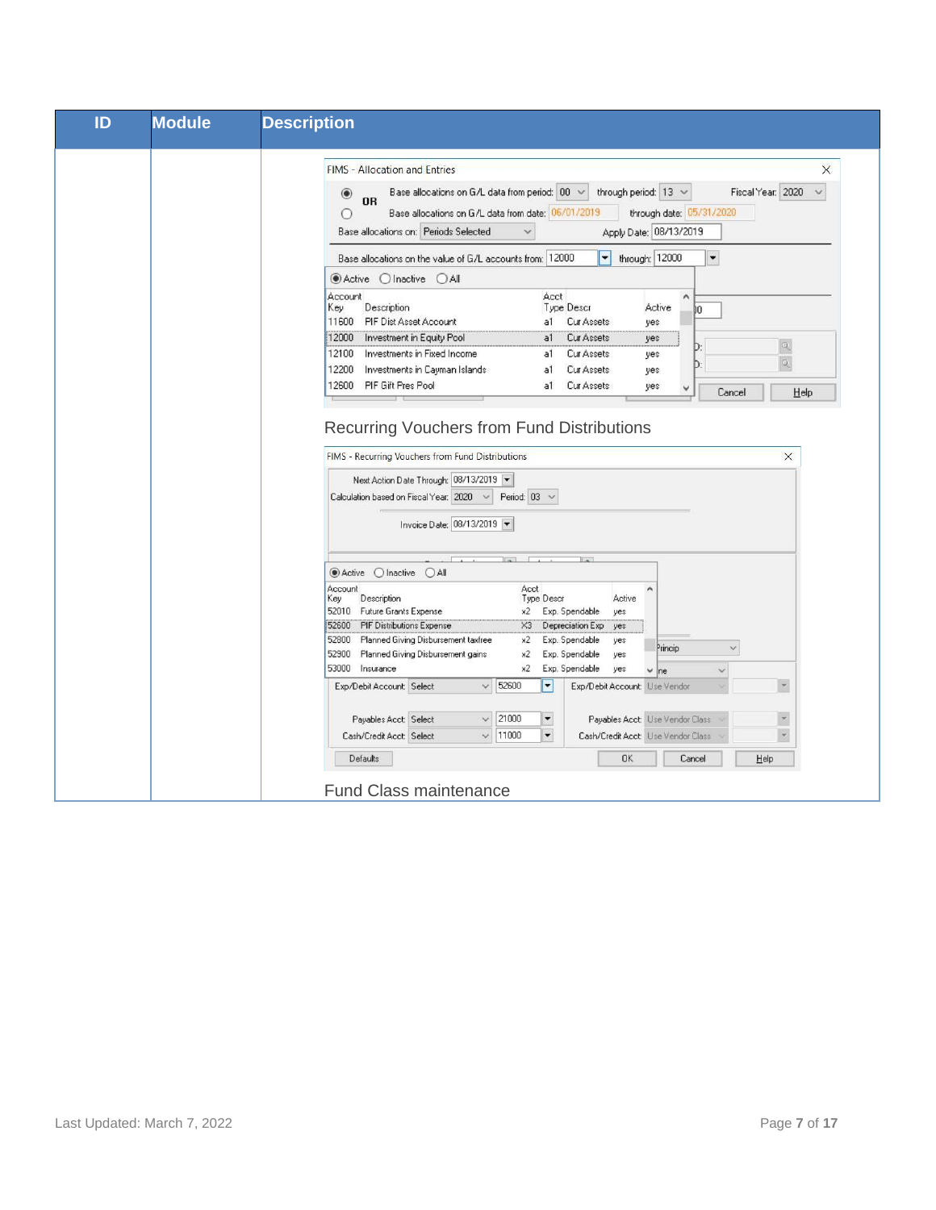| ID | Module | Description |
|---|---|---|
| | | FIMS - Allocation and Entries<br><br>Base allocations on G/L data from period: 00 through period: 13 Fiscal Year: 2020<br>OR<br>Base allocations on G/L data from date: 06/01/2019 through date: 05/31/2020<br>Base allocations on: Periods Selected Apply Date: 08/13/2019<br>Base allocations on the value of G/L accounts from: 12000 through: 12000<br>Active Inactive All<br><br>Account Key / Description / Acct Type / Descr / Active<br>11600 PIF Dist Asset Account a1 Cur Assets yes<br>12000 Investment in Equity Pool a1 Cur Assets yes<br>12100 Investments in Fixed Income a1 Cur Assets yes<br>12200 Investments in Cayman Islands a1 Cur Assets yes<br>12600 PIF Gift Pres Pool a1 Cur Assets yes<br><br>Cancel Help<br><br>Recurring Vouchers from Fund Distributions<br><br>FIMS - Recurring Vouchers from Fund Distributions<br><br>Next Action Date Through: 08/13/2019<br>Calculation based on Fiscal Year: 2020 Period: 03<br>Invoice Date: 08/13/2019<br>Active Inactive All<br><br>Account Key / Description / Acct Type / Descr / Active<br>52010 Future Grants Expense x2 Exp. Spendable yes<br>52600 PIF Distributions Expense X3 Depreciation Exp yes<br>52800 Planned Giving Disbursement taxfree x2 Exp. Spendable yes<br>52900 Planned Giving Disbursement gains x2 Exp. Spendable yes<br>53000 Insurance x2 Exp. Spendable yes<br><br>Exp/Debit Account: Select 52600 Exp/Debit Account: Use Vendor<br>Payables Acct: Select 21000 Payables Acct: Use Vendor Class<br>Cash/Credit Acct: Select 11000 Cash/Credit Acct: Use Vendor Class<br>Defaults OK Cancel Help<br><br>Fund Class maintenance |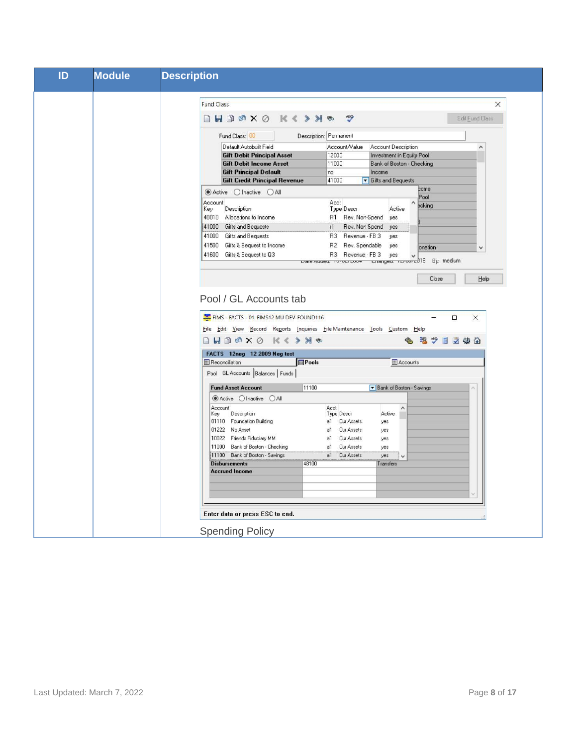| ID | Module | Description |
|---|---|---|
| | | Pool / GL Accounts tab<br><br>Spending Policy |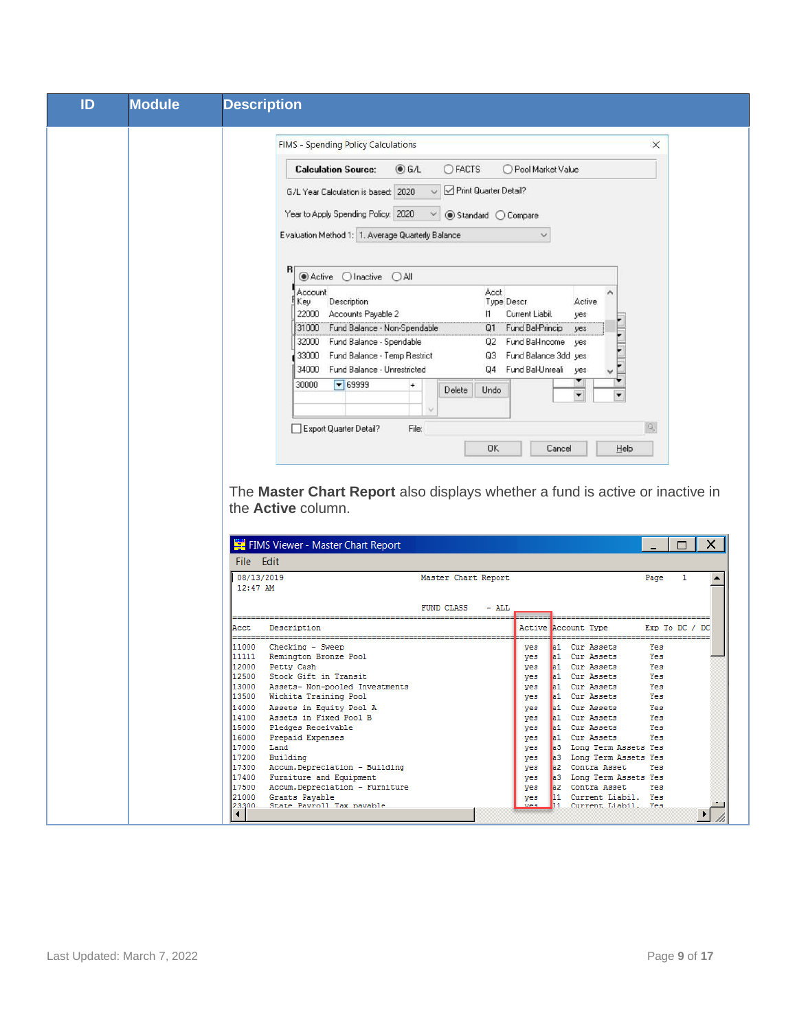| ID | Module | Description |
|---|---|---|
| | | The **Master Chart Report** also displays whether a fund is active or inactive in the **Active** column. |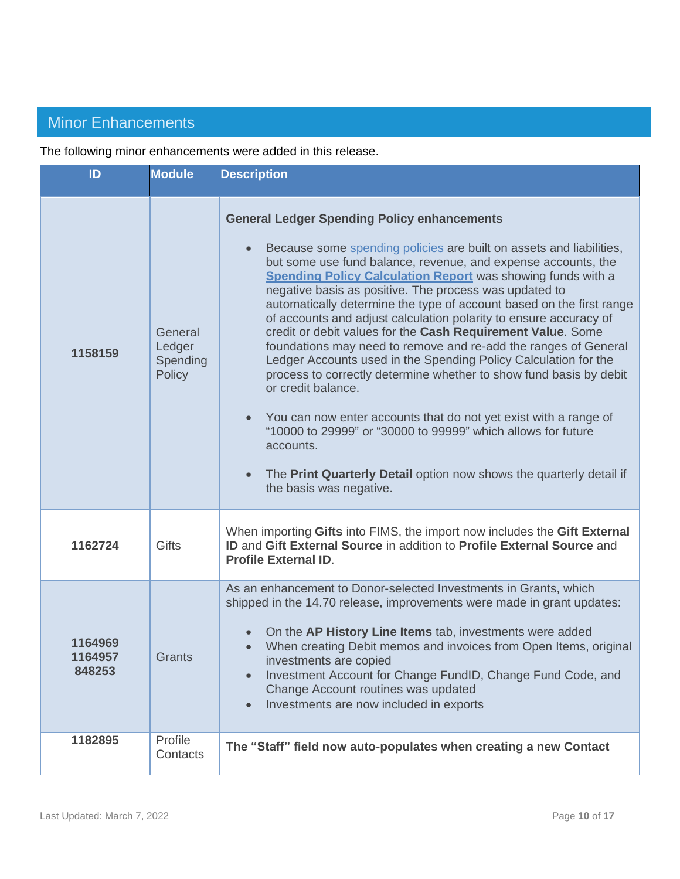## Minor Enhancements

The following minor enhancements were added in this release.

| ID | Module | Description |
|---|---|---|
| **1158159** | General Ledger Spending Policy | **General Ledger Spending Policy enhancements**<br><br>• Because some spending policies are built on assets and liabilities, but some use fund balance, revenue, and expense accounts, the **Spending Policy Calculation Report** was showing funds with a negative basis as positive. The process was updated to automatically determine the type of account based on the first range of accounts and adjust calculation polarity to ensure accuracy of credit or debit values for the **Cash Requirement Value**. Some foundations may need to remove and re-add the ranges of General Ledger Accounts used in the Spending Policy Calculation for the process to correctly determine whether to show fund basis by debit or credit balance.<br><br>• You can now enter accounts that do not yet exist with a range of “10000 to 29999” or “30000 to 99999” which allows for future accounts.<br><br>• The **Print Quarterly Detail** option now shows the quarterly detail if the basis was negative. |
| **1162724** | Gifts | When importing **Gifts** into FIMS, the import now includes the **Gift External ID** and **Gift External Source** in addition to **Profile External Source** and **Profile External ID**. |
| **1164969**<br>**1164957**<br>**848253** | Grants | As an enhancement to Donor-selected Investments in Grants, which shipped in the 14.70 release, improvements were made in grant updates:<br><br>• On the **AP History Line Items** tab, investments were added<br>• When creating Debit memos and invoices from Open Items, original investments are copied<br>• Investment Account for Change FundID, Change Fund Code, and Change Account routines was updated<br>• Investments are now included in exports |
| **1182895** | Profile Contacts | **The “Staff” field now auto-populates when creating a new Contact** |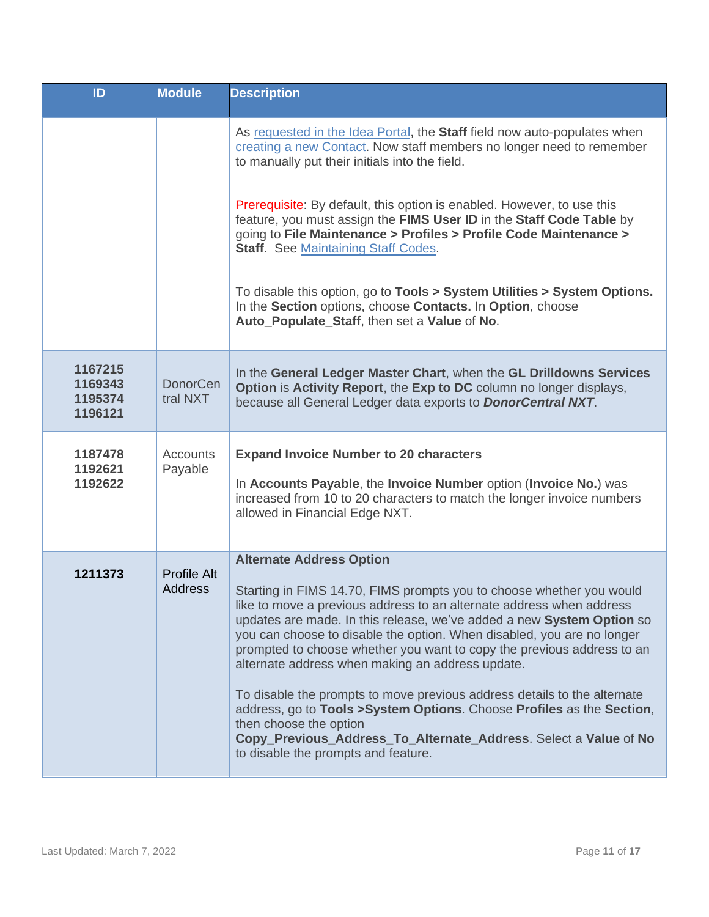| ID | Module | Description |
| --- | --- | --- |
| | | As requested in the Idea Portal, the **Staff** field now auto-populates when creating a new Contact. Now staff members no longer need to remember to manually put their initials into the field.<br><br>Prerequisite: By default, this option is enabled. However, to use this feature, you must assign the **FIMS User ID** in the **Staff Code Table** by going to **File Maintenance > Profiles > Profile Code Maintenance > Staff**. See Maintaining Staff Codes.<br><br>To disable this option, go to **Tools > System Utilities > System Options.** In the **Section** options, choose **Contacts.** In **Option**, choose **Auto_Populate_Staff**, then set a **Value** of **No**. |
| **1167215<br>1169343<br>1195374<br>1196121** | DonorCentral NXT | In the **General Ledger Master Chart**, when the **GL Drilldowns Services Option** is **Activity Report**, the **Exp to DC** column no longer displays, because all General Ledger data exports to ***DonorCentral NXT***. |
| **1187478<br>1192621<br>1192622** | Accounts Payable | **Expand Invoice Number to 20 characters**<br><br>In **Accounts Payable**, the **Invoice Number** option (**Invoice No.**) was increased from 10 to 20 characters to match the longer invoice numbers allowed in Financial Edge NXT. |
| **1211373** | Profile Alt Address | **Alternate Address Option**<br><br>Starting in FIMS 14.70, FIMS prompts you to choose whether you would like to move a previous address to an alternate address when address updates are made. In this release, we've added a new **System Option** so you can choose to disable the option. When disabled, you are no longer prompted to choose whether you want to copy the previous address to an alternate address when making an address update.<br><br>To disable the prompts to move previous address details to the alternate address, go to **Tools >System Options**. Choose **Profiles** as the **Section**, then choose the option **Copy_Previous_Address_To_Alternate_Address**. Select a **Value** of **No** to disable the prompts and feature. |

Last Updated: March 7, 2022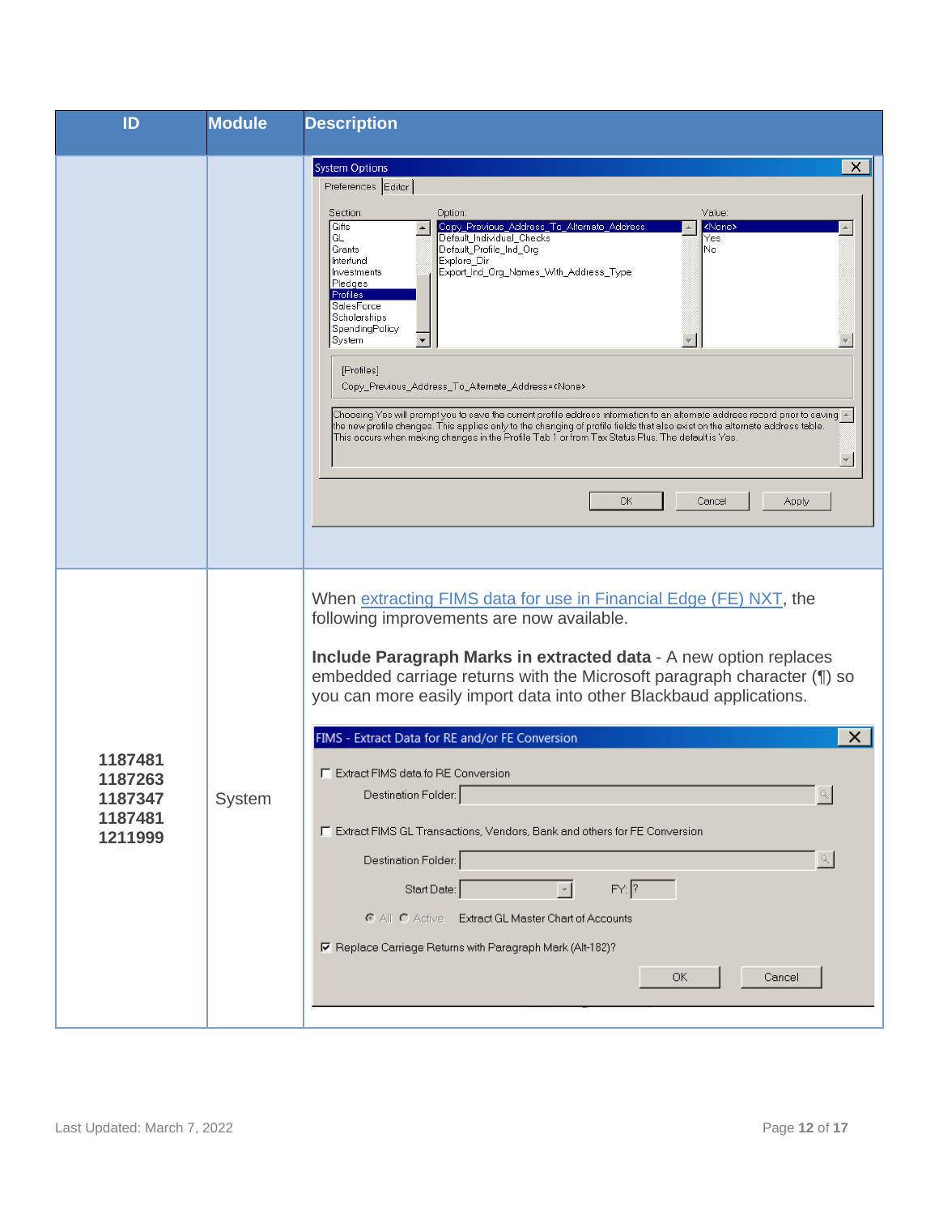| ID | Module | Description |
|---|---|---|
| | | |
| 1187481<br>1187263<br>1187347<br>1187481<br>1211999 | System | When extracting FIMS data for use in Financial Edge (FE) NXT, the following improvements are now available.<br><br>**Include Paragraph Marks in extracted data** - A new option replaces embedded carriage returns with the Microsoft paragraph character (¶) so you can more easily import data into other Blackbaud applications. |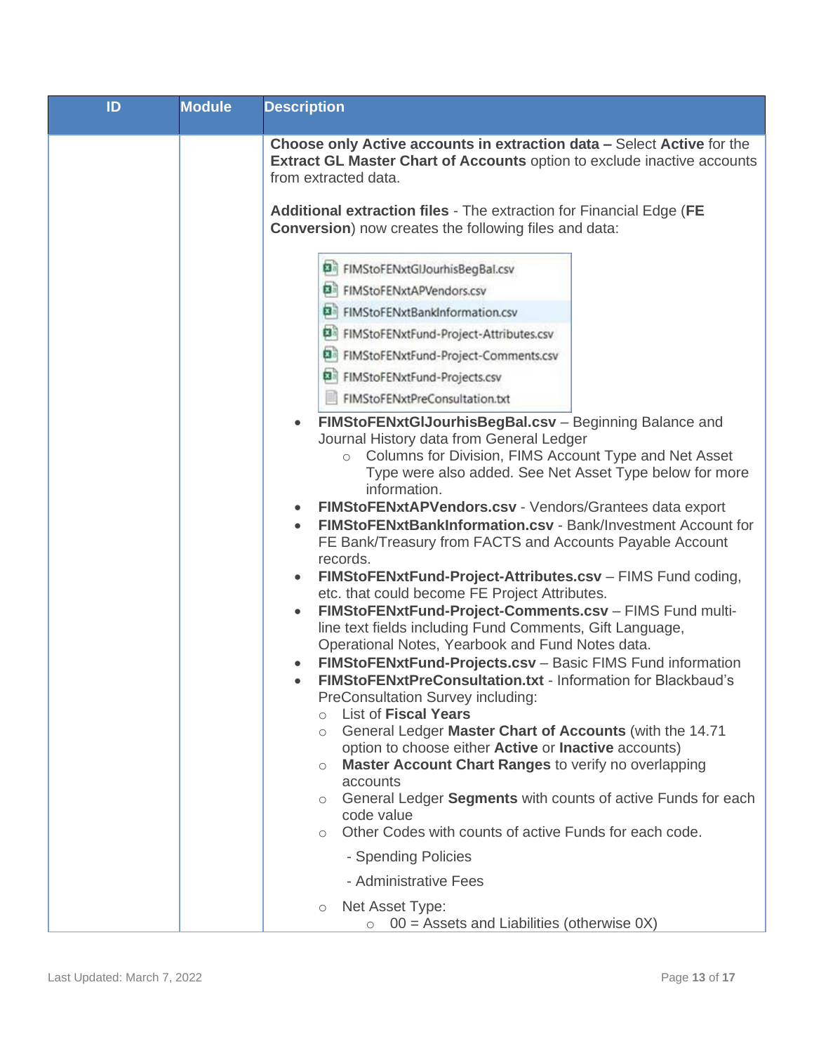| ID | Module | Description |
|---|---|---|
| | | **Choose only Active accounts in extraction data –** Select **Active** for the **Extract GL Master Chart of Accounts** option to exclude inactive accounts from extracted data.<br><br>**Additional extraction files** - The extraction for Financial Edge (**FE Conversion**) now creates the following files and data:<br><br>FIMStoFENxtGlJourhisBegBal.csv<br>FIMStoFENxtAPVendors.csv<br>FIMStoFENxtBankInformation.csv<br>FIMStoFENxtFund-Project-Attributes.csv<br>FIMStoFENxtFund-Project-Comments.csv<br>FIMStoFENxtFund-Projects.csv<br>FIMStoFENxtPreConsultation.txt<br><br>• **FIMStoFENxtGlJourhisBegBal.csv** – Beginning Balance and Journal History data from General Ledger<br>&nbsp;&nbsp;&nbsp;&nbsp;○ Columns for Division, FIMS Account Type and Net Asset Type were also added. See Net Asset Type below for more information.<br>• **FIMStoFENxtAPVendors.csv** - Vendors/Grantees data export<br>• **FIMStoFENxtBankInformation.csv** - Bank/Investment Account for FE Bank/Treasury from FACTS and Accounts Payable Account records.<br>• **FIMStoFENxtFund-Project-Attributes.csv** – FIMS Fund coding, etc. that could become FE Project Attributes.<br>• **FIMStoFENxtFund-Project-Comments.csv** – FIMS Fund multi-line text fields including Fund Comments, Gift Language, Operational Notes, Yearbook and Fund Notes data.<br>• **FIMStoFENxtFund-Projects.csv** – Basic FIMS Fund information<br>• **FIMStoFENxtPreConsultation.txt** - Information for Blackbaud's PreConsultation Survey including:<br>&nbsp;&nbsp;&nbsp;&nbsp;○ List of **Fiscal Years**<br>&nbsp;&nbsp;&nbsp;&nbsp;○ General Ledger **Master Chart of Accounts** (with the 14.71 option to choose either **Active** or **Inactive** accounts)<br>&nbsp;&nbsp;&nbsp;&nbsp;○ **Master Account Chart Ranges** to verify no overlapping accounts<br>&nbsp;&nbsp;&nbsp;&nbsp;○ General Ledger **Segments** with counts of active Funds for each code value<br>&nbsp;&nbsp;&nbsp;&nbsp;○ Other Codes with counts of active Funds for each code.<br>&nbsp;&nbsp;&nbsp;&nbsp;&nbsp;&nbsp;- Spending Policies<br>&nbsp;&nbsp;&nbsp;&nbsp;&nbsp;&nbsp;- Administrative Fees<br>&nbsp;&nbsp;&nbsp;&nbsp;○ Net Asset Type:<br>&nbsp;&nbsp;&nbsp;&nbsp;&nbsp;&nbsp;&nbsp;&nbsp;○ 00 = Assets and Liabilities (otherwise 0X) |

Last Updated: March 7, 2022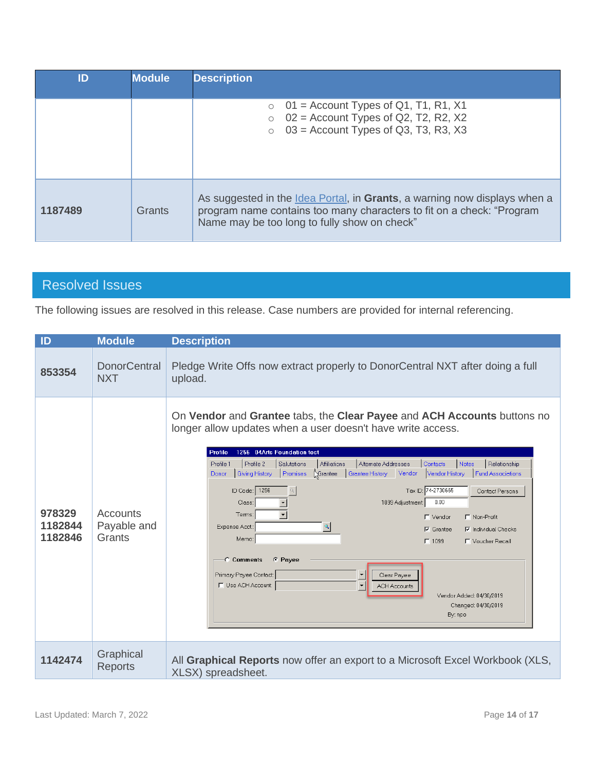| ID | Module | Description |
|---|---|---|
| | | ○ 01 = Account Types of Q1, T1, R1, X1<br>○ 02 = Account Types of Q2, T2, R2, X2<br>○ 03 = Account Types of Q3, T3, R3, X3 |
| **1187489** | Grants | As suggested in the Idea Portal, in **Grants**, a warning now displays when a program name contains too many characters to fit on a check: "Program Name may be too long to fully show on check" |

## Resolved Issues

The following issues are resolved in this release. Case numbers are provided for internal referencing.

| ID | Module | Description |
|---|---|---|
| **853354** | DonorCentral NXT | Pledge Write Offs now extract properly to DonorCentral NXT after doing a full upload. |
| **978329**<br>**1182844**<br>**1182846** | Accounts Payable and Grants | On **Vendor** and **Grantee** tabs, the **Clear Payee** and **ACH Accounts** buttons no longer allow updates when a user doesn't have write access. |
| **1142474** | Graphical Reports | All **Graphical Reports** now offer an export to a Microsoft Excel Workbook (XLS, XLSX) spreadsheet. |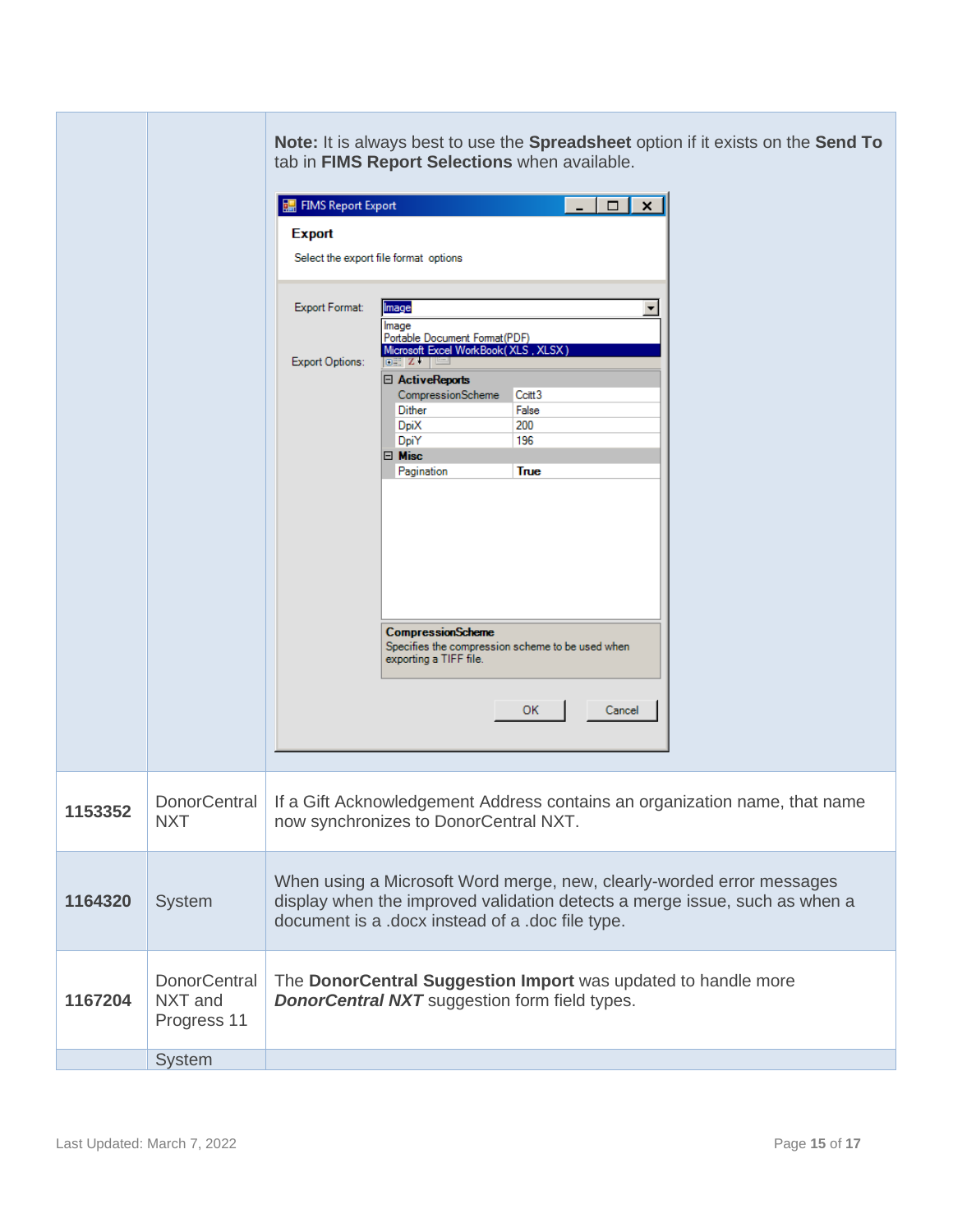| | | |
|---|---|---|
| | | **Note:** It is always best to use the **Spreadsheet** option if it exists on the **Send To** tab in **FIMS Report Selections** when available. |
| **1153352** | DonorCentral NXT | If a Gift Acknowledgement Address contains an organization name, that name now synchronizes to DonorCentral NXT. |
| **1164320** | System | When using a Microsoft Word merge, new, clearly-worded error messages display when the improved validation detects a merge issue, such as when a document is a .docx instead of a .doc file type. |
| **1167204** | DonorCentral NXT and Progress 11 | The **DonorCentral Suggestion Import** was updated to handle more ***DonorCentral NXT*** suggestion form field types. |
| | System | |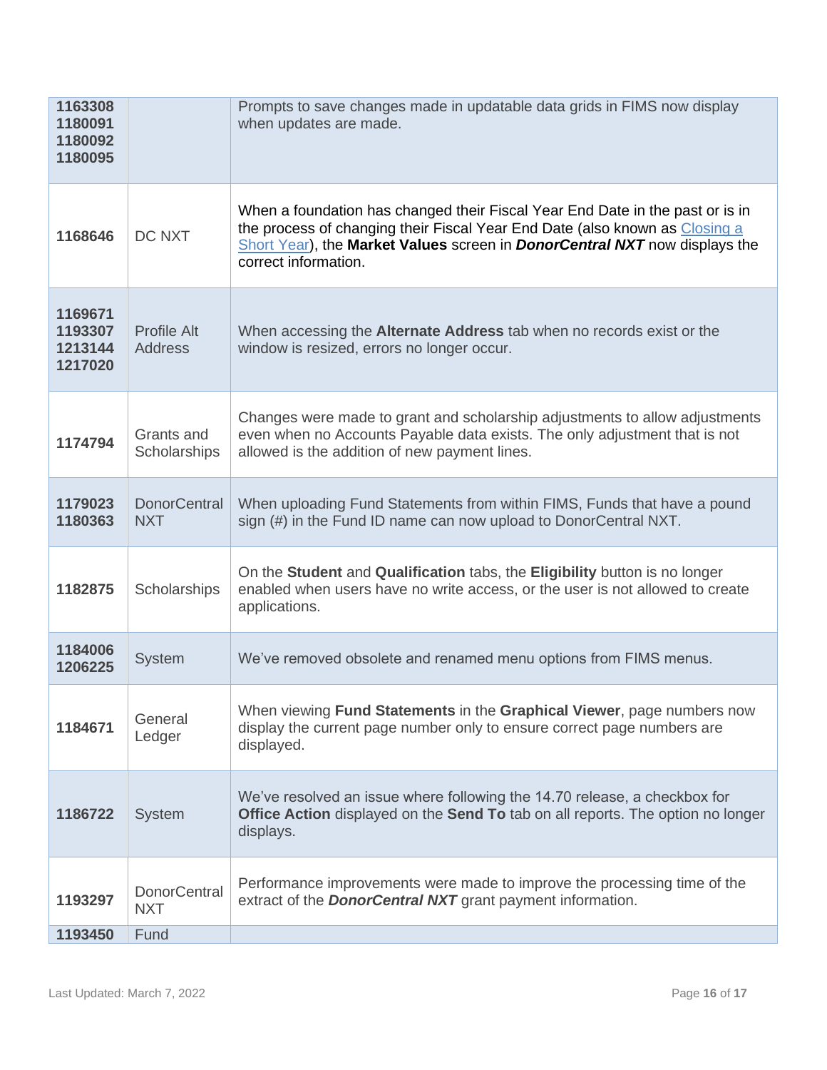| | | |
|---|---|---|
| **1163308 1180091 1180092 1180095** | | Prompts to save changes made in updatable data grids in FIMS now display when updates are made. |
| **1168646** | DC NXT | When a foundation has changed their Fiscal Year End Date in the past or is in the process of changing their Fiscal Year End Date (also known as Closing a Short Year), the **Market Values** screen in ***DonorCentral NXT*** now displays the correct information. |
| **1169671 1193307 1213144 1217020** | Profile Alt Address | When accessing the **Alternate Address** tab when no records exist or the window is resized, errors no longer occur. |
| **1174794** | Grants and Scholarships | Changes were made to grant and scholarship adjustments to allow adjustments even when no Accounts Payable data exists. The only adjustment that is not allowed is the addition of new payment lines. |
| **1179023 1180363** | DonorCentral NXT | When uploading Fund Statements from within FIMS, Funds that have a pound sign (#) in the Fund ID name can now upload to DonorCentral NXT. |
| **1182875** | Scholarships | On the **Student** and **Qualification** tabs, the **Eligibility** button is no longer enabled when users have no write access, or the user is not allowed to create applications. |
| **1184006 1206225** | System | We've removed obsolete and renamed menu options from FIMS menus. |
| **1184671** | General Ledger | When viewing **Fund Statements** in the **Graphical Viewer**, page numbers now display the current page number only to ensure correct page numbers are displayed. |
| **1186722** | System | We've resolved an issue where following the 14.70 release, a checkbox for **Office Action** displayed on the **Send To** tab on all reports. The option no longer displays. |
| **1193297** | DonorCentral NXT | Performance improvements were made to improve the processing time of the extract of the ***DonorCentral NXT*** grant payment information. |
| **1193450** | Fund | |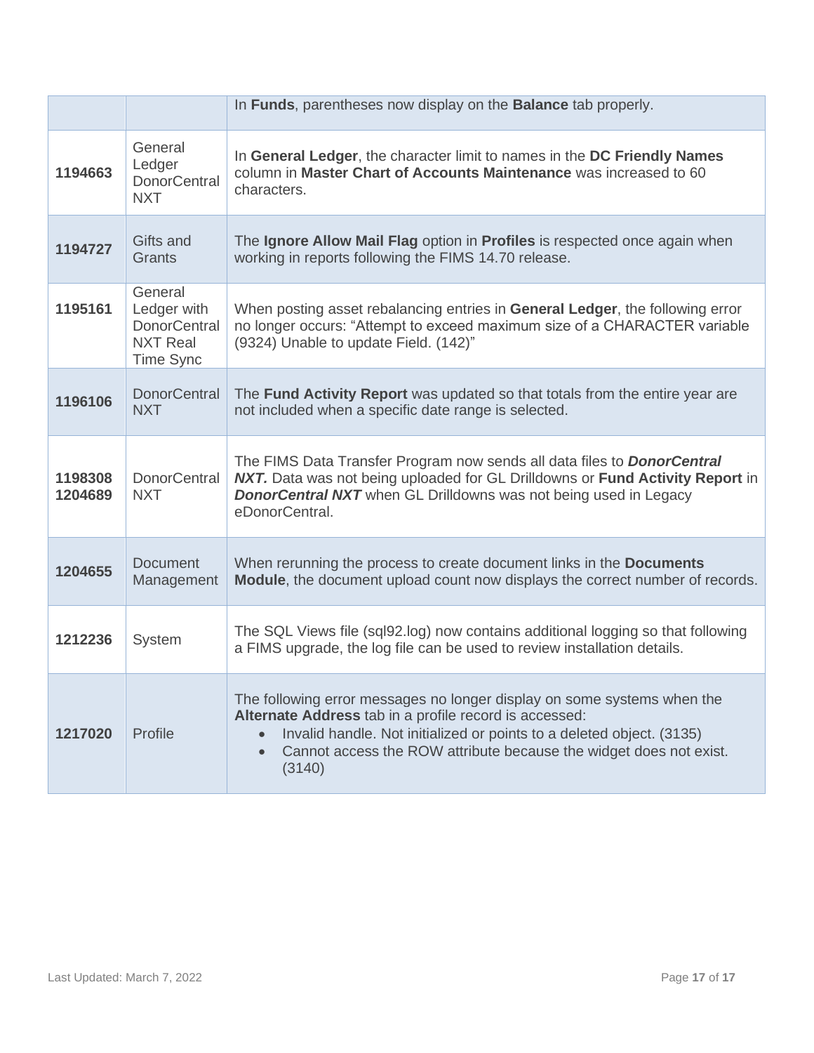| | | |
|---|---|---|
| | | In **Funds**, parentheses now display on the **Balance** tab properly. |
| **1194663** | General Ledger DonorCentral NXT | In **General Ledger**, the character limit to names in the **DC Friendly Names** column in **Master Chart of Accounts Maintenance** was increased to 60 characters. |
| **1194727** | Gifts and Grants | The **Ignore Allow Mail Flag** option in **Profiles** is respected once again when working in reports following the FIMS 14.70 release. |
| **1195161** | General Ledger with DonorCentral NXT Real Time Sync | When posting asset rebalancing entries in **General Ledger**, the following error no longer occurs: "Attempt to exceed maximum size of a CHARACTER variable (9324) Unable to update Field. (142)" |
| **1196106** | DonorCentral NXT | The **Fund Activity Report** was updated so that totals from the entire year are not included when a specific date range is selected. |
| **1198308** **1204689** | DonorCentral NXT | The FIMS Data Transfer Program now sends all data files to ***DonorCentral NXT.*** Data was not being uploaded for GL Drilldowns or **Fund Activity Report** in ***DonorCentral NXT*** when GL Drilldowns was not being used in Legacy eDonorCentral. |
| **1204655** | Document Management | When rerunning the process to create document links in the **Documents Module**, the document upload count now displays the correct number of records. |
| **1212236** | System | The SQL Views file (sql92.log) now contains additional logging so that following a FIMS upgrade, the log file can be used to review installation details. |
| **1217020** | Profile | The following error messages no longer display on some systems when the **Alternate Address** tab in a profile record is accessed:<br>• Invalid handle. Not initialized or points to a deleted object. (3135)<br>• Cannot access the ROW attribute because the widget does not exist. (3140) |

Last Updated: March 7, 2022